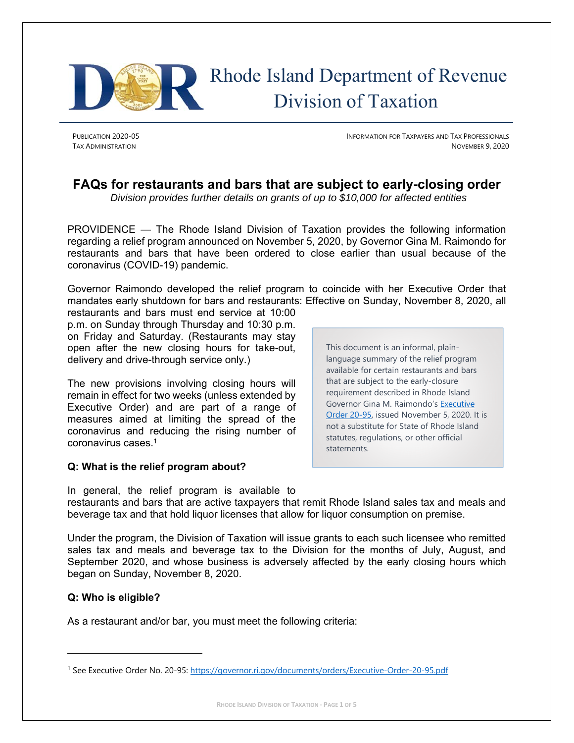Rhode Island Department of Revenue
Division of Taxation

PUBLICATION 2020-05
TAX ADMINISTRATION

INFORMATION FOR TAXPAYERS AND TAX PROFESSIONALS
NOVEMBER 9, 2020

# FAQs for restaurants and bars that are subject to early-closing order

*Division provides further details on grants of up to $10,000 for affected entities*

PROVIDENCE — The Rhode Island Division of Taxation provides the following information regarding a relief program announced on November 5, 2020, by Governor Gina M. Raimondo for restaurants and bars that have been ordered to close earlier than usual because of the coronavirus (COVID-19) pandemic.

Governor Raimondo developed the relief program to coincide with her Executive Order that mandates early shutdown for bars and restaurants: Effective on Sunday, November 8, 2020, all restaurants and bars must end service at 10:00 p.m. on Sunday through Thursday and 10:30 p.m. on Friday and Saturday. (Restaurants may stay open after the new closing hours for take-out, delivery and drive-through service only.)

The new provisions involving closing hours will remain in effect for two weeks (unless extended by Executive Order) and are part of a range of measures aimed at limiting the spread of the coronavirus and reducing the rising number of coronavirus cases.[1]

> This document is an informal, plain-language summary of the relief program available for certain restaurants and bars that are subject to the early-closure requirement described in Rhode Island Governor Gina M. Raimondo's Executive Order 20-95, issued November 5, 2020. It is not a substitute for State of Rhode Island statutes, regulations, or other official statements.

**Q: What is the relief program about?**

In general, the relief program is available to restaurants and bars that are active taxpayers that remit Rhode Island sales tax and meals and beverage tax and that hold liquor licenses that allow for liquor consumption on premise.

Under the program, the Division of Taxation will issue grants to each such licensee who remitted sales tax and meals and beverage tax to the Division for the months of July, August, and September 2020, and whose business is adversely affected by the early closing hours which began on Sunday, November 8, 2020.

**Q: Who is eligible?**

As a restaurant and/or bar, you must meet the following criteria:

[1] See Executive Order No. 20-95: https://governor.ri.gov/documents/orders/Executive-Order-20-95.pdf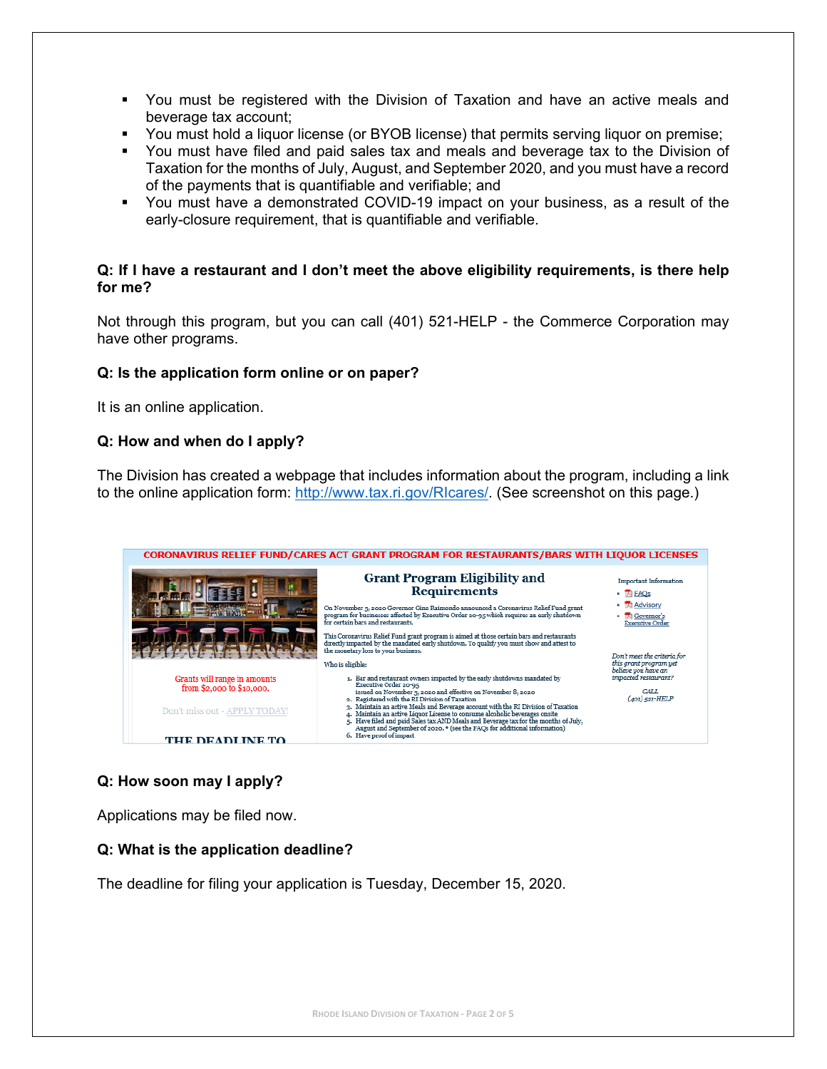- You must be registered with the Division of Taxation and have an active meals and beverage tax account;
- You must hold a liquor license (or BYOB license) that permits serving liquor on premise;
- You must have filed and paid sales tax and meals and beverage tax to the Division of Taxation for the months of July, August, and September 2020, and you must have a record of the payments that is quantifiable and verifiable; and
- You must have a demonstrated COVID-19 impact on your business, as a result of the early-closure requirement, that is quantifiable and verifiable.

**Q: If I have a restaurant and I don't meet the above eligibility requirements, is there help for me?**

Not through this program, but you can call (401) 521-HELP - the Commerce Corporation may have other programs.

**Q: Is the application form online or on paper?**

It is an online application.

**Q: How and when do I apply?**

The Division has created a webpage that includes information about the program, including a link to the online application form: http://www.tax.ri.gov/RIcares/. (See screenshot on this page.)

CORONAVIRUS RELIEF FUND/CARES ACT GRANT PROGRAM FOR RESTAURANTS/BARS WITH LIQUOR LICENSES

Grant Program Eligibility and Requirements

On November 5, 2020 Governor Gina Raimondo announced a Coronavirus Relief Fund grant program for businesses affected by Executive Order 20-95 which requires an early shutdown for certain bars and restaurants.

This Coronavirus Relief Fund grant program is aimed at those certain bars and restaurants directly impacted by the mandated early shutdown. To qualify you must show and attest to the monetary loss to your business.

Who is eligible:

1. Bar and restaurant owners impacted by the early shutdowns mandated by Executive Order 20-95 issued on November 5, 2020 and effective on November 8, 2020
2. Registered with the RI Division of Taxation
3. Maintain an active Meals and Beverage account with the RI Division of Taxation
4. Maintain an active Liquor License to consume alcoholic beverages onsite
5. Have filed and paid Sales tax AND Meals and Beverage tax for the months of July, August and September of 2020. * (see the FAQs for additional information)
6. Have proof of impact

Grants will range in amounts from $2,000 to $10,000.

Don't miss out - APPLY TODAY!

THE DEADLINE TO

Important Information

- FAQs
- Advisory
- Governor's Executive Order

*Don't meet the criteria for this grant program yet believe you have an impacted restaurant?*

*CALL (401) 521-HELP*

**Q: How soon may I apply?**

Applications may be filed now.

**Q: What is the application deadline?**

The deadline for filing your application is Tuesday, December 15, 2020.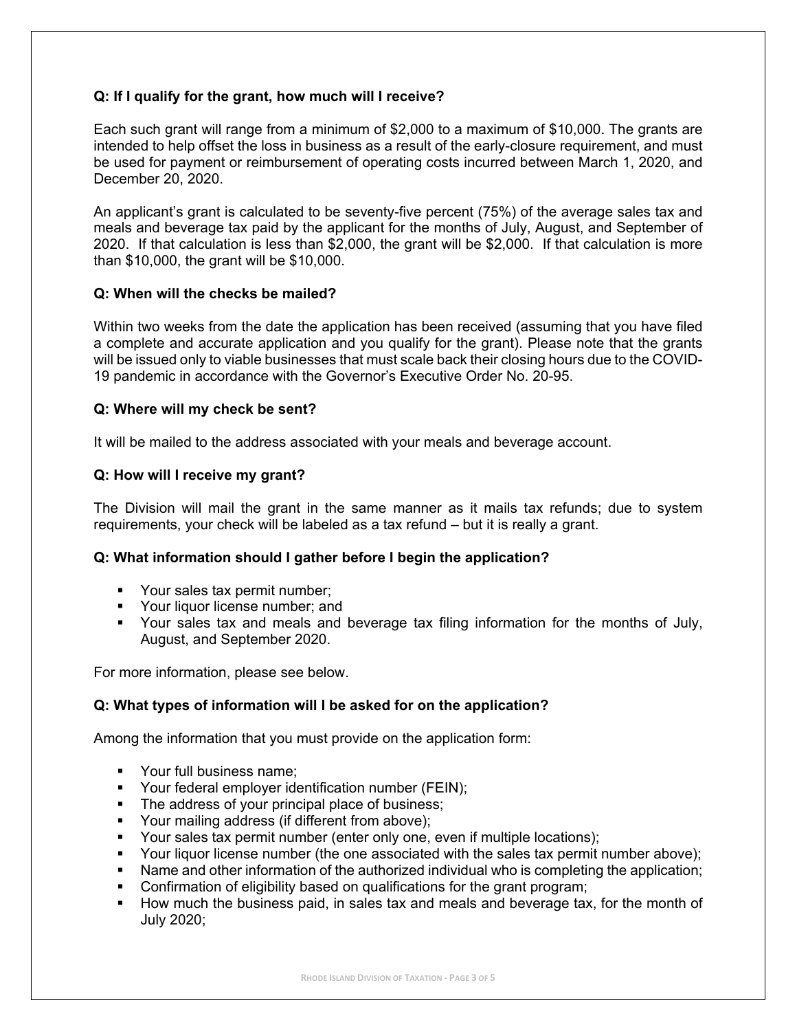**Q: If I qualify for the grant, how much will I receive?**

Each such grant will range from a minimum of $2,000 to a maximum of $10,000. The grants are intended to help offset the loss in business as a result of the early-closure requirement, and must be used for payment or reimbursement of operating costs incurred between March 1, 2020, and December 20, 2020.

An applicant's grant is calculated to be seventy-five percent (75%) of the average sales tax and meals and beverage tax paid by the applicant for the months of July, August, and September of 2020. If that calculation is less than $2,000, the grant will be $2,000. If that calculation is more than $10,000, the grant will be $10,000.

**Q: When will the checks be mailed?**

Within two weeks from the date the application has been received (assuming that you have filed a complete and accurate application and you qualify for the grant). Please note that the grants will be issued only to viable businesses that must scale back their closing hours due to the COVID-19 pandemic in accordance with the Governor's Executive Order No. 20-95.

**Q: Where will my check be sent?**

It will be mailed to the address associated with your meals and beverage account.

**Q: How will I receive my grant?**

The Division will mail the grant in the same manner as it mails tax refunds; due to system requirements, your check will be labeled as a tax refund – but it is really a grant.

**Q: What information should I gather before I begin the application?**

- Your sales tax permit number;
- Your liquor license number; and
- Your sales tax and meals and beverage tax filing information for the months of July, August, and September 2020.

For more information, please see below.

**Q: What types of information will I be asked for on the application?**

Among the information that you must provide on the application form:

- Your full business name;
- Your federal employer identification number (FEIN);
- The address of your principal place of business;
- Your mailing address (if different from above);
- Your sales tax permit number (enter only one, even if multiple locations);
- Your liquor license number (the one associated with the sales tax permit number above);
- Name and other information of the authorized individual who is completing the application;
- Confirmation of eligibility based on qualifications for the grant program;
- How much the business paid, in sales tax and meals and beverage tax, for the month of July 2020;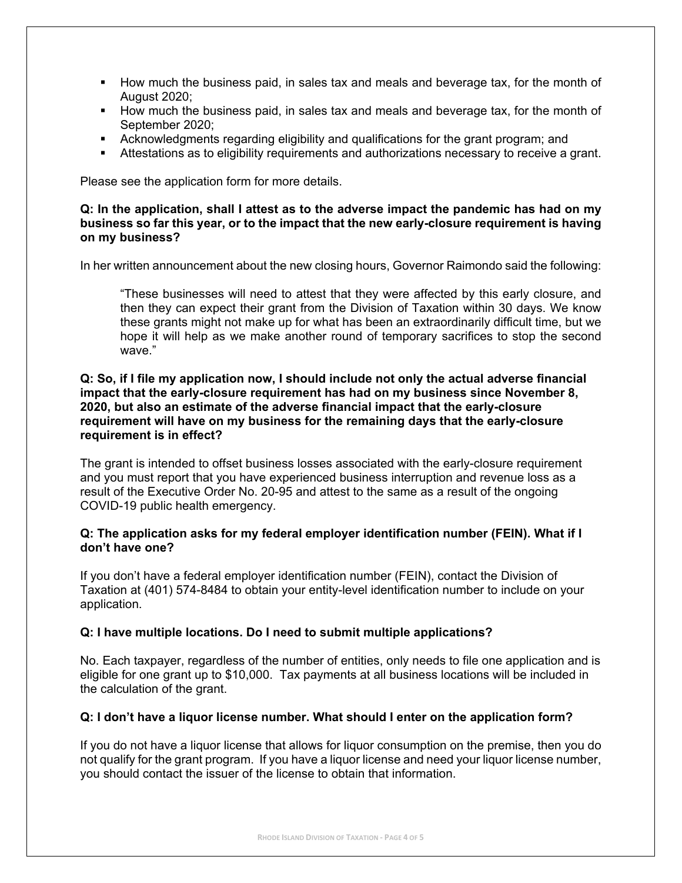- How much the business paid, in sales tax and meals and beverage tax, for the month of August 2020;
- How much the business paid, in sales tax and meals and beverage tax, for the month of September 2020;
- Acknowledgments regarding eligibility and qualifications for the grant program; and
- Attestations as to eligibility requirements and authorizations necessary to receive a grant.

Please see the application form for more details.

**Q: In the application, shall I attest as to the adverse impact the pandemic has had on my business so far this year, or to the impact that the new early-closure requirement is having on my business?**

In her written announcement about the new closing hours, Governor Raimondo said the following:

> "These businesses will need to attest that they were affected by this early closure, and then they can expect their grant from the Division of Taxation within 30 days. We know these grants might not make up for what has been an extraordinarily difficult time, but we hope it will help as we make another round of temporary sacrifices to stop the second wave."

**Q: So, if I file my application now, I should include not only the actual adverse financial impact that the early-closure requirement has had on my business since November 8, 2020, but also an estimate of the adverse financial impact that the early-closure requirement will have on my business for the remaining days that the early-closure requirement is in effect?**

The grant is intended to offset business losses associated with the early-closure requirement and you must report that you have experienced business interruption and revenue loss as a result of the Executive Order No. 20-95 and attest to the same as a result of the ongoing COVID-19 public health emergency.

**Q: The application asks for my federal employer identification number (FEIN). What if I don't have one?**

If you don't have a federal employer identification number (FEIN), contact the Division of Taxation at (401) 574-8484 to obtain your entity-level identification number to include on your application.

**Q: I have multiple locations. Do I need to submit multiple applications?**

No. Each taxpayer, regardless of the number of entities, only needs to file one application and is eligible for one grant up to $10,000. Tax payments at all business locations will be included in the calculation of the grant.

**Q: I don't have a liquor license number. What should I enter on the application form?**

If you do not have a liquor license that allows for liquor consumption on the premise, then you do not qualify for the grant program. If you have a liquor license and need your liquor license number, you should contact the issuer of the license to obtain that information.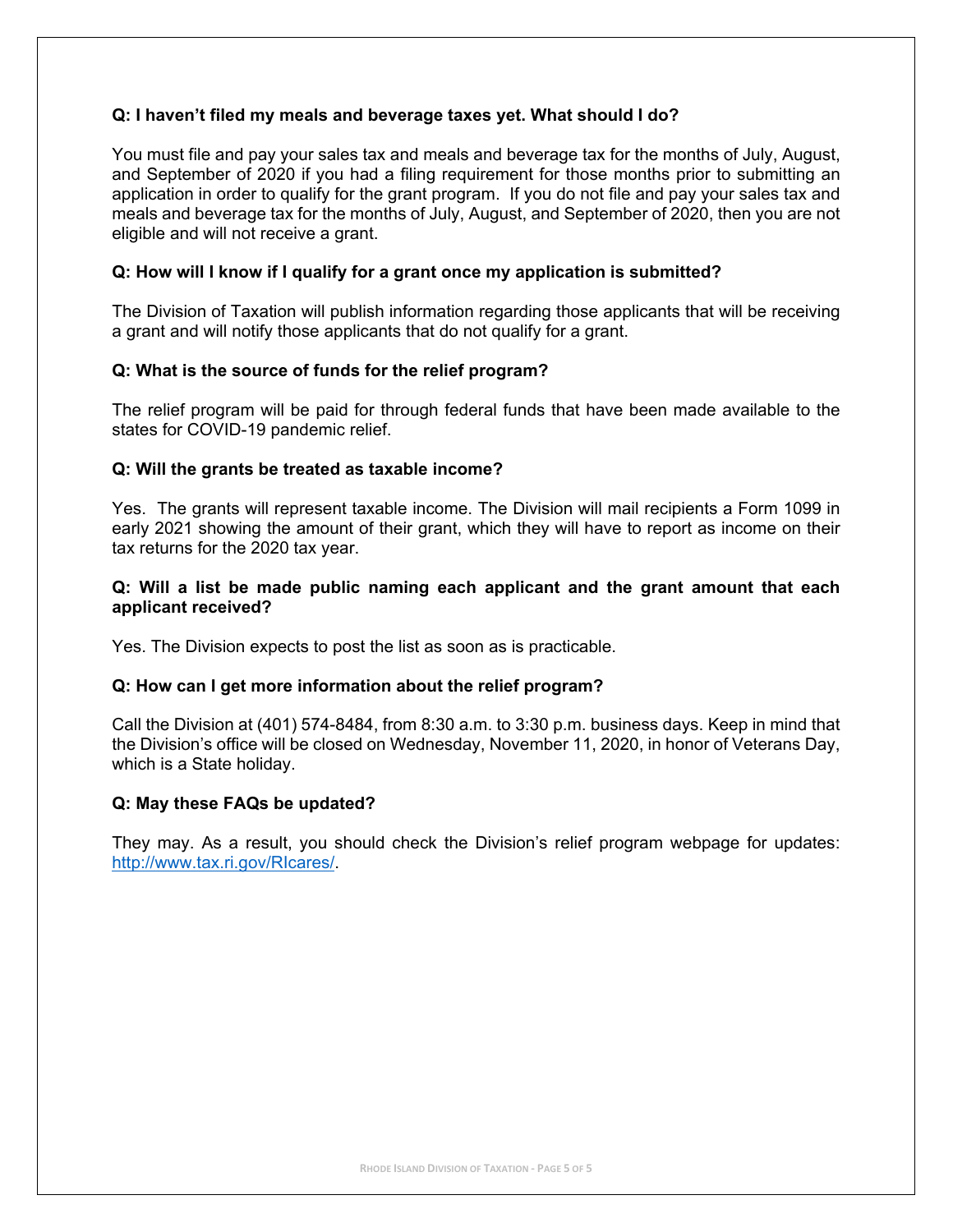**Q: I haven't filed my meals and beverage taxes yet. What should I do?**

You must file and pay your sales tax and meals and beverage tax for the months of July, August, and September of 2020 if you had a filing requirement for those months prior to submitting an application in order to qualify for the grant program. If you do not file and pay your sales tax and meals and beverage tax for the months of July, August, and September of 2020, then you are not eligible and will not receive a grant.

**Q: How will I know if I qualify for a grant once my application is submitted?**

The Division of Taxation will publish information regarding those applicants that will be receiving a grant and will notify those applicants that do not qualify for a grant.

**Q: What is the source of funds for the relief program?**

The relief program will be paid for through federal funds that have been made available to the states for COVID-19 pandemic relief.

**Q: Will the grants be treated as taxable income?**

Yes. The grants will represent taxable income. The Division will mail recipients a Form 1099 in early 2021 showing the amount of their grant, which they will have to report as income on their tax returns for the 2020 tax year.

**Q: Will a list be made public naming each applicant and the grant amount that each applicant received?**

Yes. The Division expects to post the list as soon as is practicable.

**Q: How can I get more information about the relief program?**

Call the Division at (401) 574-8484, from 8:30 a.m. to 3:30 p.m. business days. Keep in mind that the Division's office will be closed on Wednesday, November 11, 2020, in honor of Veterans Day, which is a State holiday.

**Q: May these FAQs be updated?**

They may. As a result, you should check the Division's relief program webpage for updates: [http://www.tax.ri.gov/RIcares/](http://www.tax.ri.gov/RIcares/).